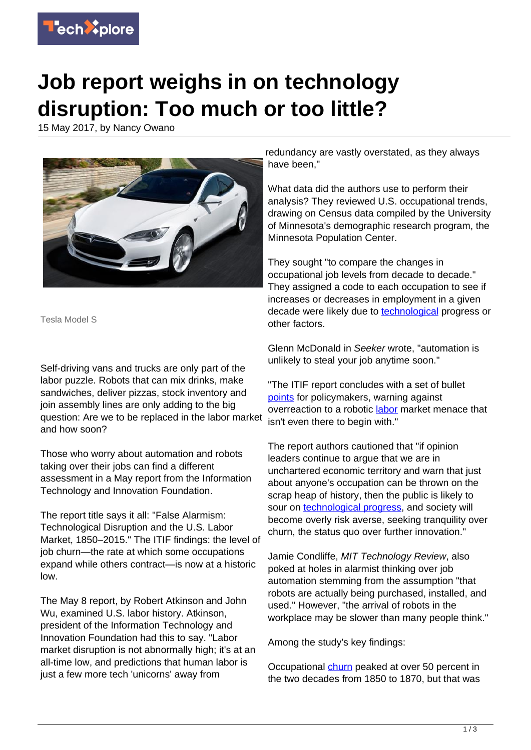# Job report weighs in on technology disruption: Too much or too little?

15 May 2017, by Nancy Owano

Tesla Model S

Self-driving vans and trucks are only part of the labor puzzle. Robots that can mix drinks, make sandwiches, deliver pizzas, stock inventory and join assembly lines are only adding to the big question: Are we to be replaced in the labor market and how soon?

Those who worry about automation and robots taking over their jobs can find a different assessment in a May report from the Information Technology and Innovation Foundation.

The report title says it all: "False Alarmism: Technological Disruption and the U.S. Labor Market, 1850–2015." The ITIF findings: the level of job churn—the rate at which some occupations expand while others contract—is now at a historic low.

The May 8 report, by Robert Atkinson and John Wu, examined U.S. labor history. Atkinson, president of the Information Technology and Innovation Foundation had this to say. "Labor market disruption is not abnormally high; it's at an all-time low, and predictions that human labor is just a few more tech 'unicorns' away from redundancy are vastly overstated, as they always have been,"

What data did the authors use to perform their analysis? They reviewed U.S. occupational trends, drawing on Census data compiled by the University of Minnesota's demographic research program, the Minnesota Population Center.

They sought "to compare the changes in occupational job levels from decade to decade." They assigned a code to each occupation to see if increases or decreases in employment in a given decade were likely due to technological progress or other factors.

Glenn McDonald in *Seeker* wrote, "automation is unlikely to steal your job anytime soon."

"The ITIF report concludes with a set of bullet points for policymakers, warning against overreaction to a robotic labor market menace that isn't even there to begin with."

The report authors cautioned that "if opinion leaders continue to argue that we are in unchartered economic territory and warn that just about anyone's occupation can be thrown on the scrap heap of history, then the public is likely to sour on technological progress, and society will become overly risk averse, seeking tranquility over churn, the status quo over further innovation."

Jamie Condliffe, *MIT Technology Review*, also poked at holes in alarmist thinking over job automation stemming from the assumption "that robots are actually being purchased, installed, and used." However, "the arrival of robots in the workplace may be slower than many people think."

Among the study's key findings:

Occupational churn peaked at over 50 percent in the two decades from 1850 to 1870, but that was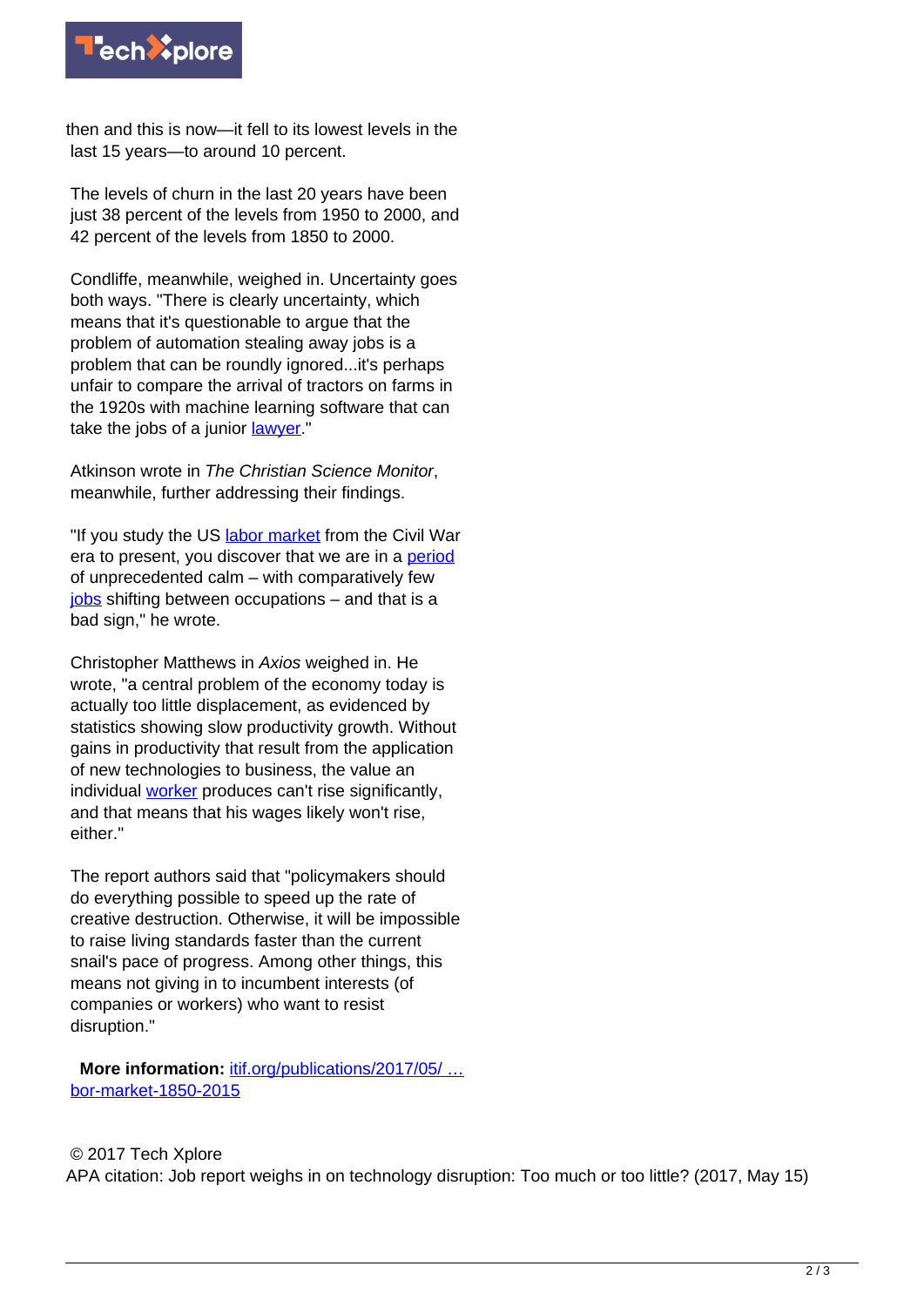then and this is now—it fell to its lowest levels in the last 15 years—to around 10 percent.

The levels of churn in the last 20 years have been just 38 percent of the levels from 1950 to 2000, and 42 percent of the levels from 1850 to 2000.

Condliffe, meanwhile, weighed in. Uncertainty goes both ways. "There is clearly uncertainty, which means that it's questionable to argue that the problem of automation stealing away jobs is a problem that can be roundly ignored...it's perhaps unfair to compare the arrival of tractors on farms in the 1920s with machine learning software that can take the jobs of a junior lawyer."

Atkinson wrote in *The Christian Science Monitor*, meanwhile, further addressing their findings.

"If you study the US labor market from the Civil War era to present, you discover that we are in a period of unprecedented calm – with comparatively few jobs shifting between occupations – and that is a bad sign," he wrote.

Christopher Matthews in *Axios* weighed in. He wrote, "a central problem of the economy today is actually too little displacement, as evidenced by statistics showing slow productivity growth. Without gains in productivity that result from the application of new technologies to business, the value an individual worker produces can't rise significantly, and that means that his wages likely won't rise, either."

The report authors said that "policymakers should do everything possible to speed up the rate of creative destruction. Otherwise, it will be impossible to raise living standards faster than the current snail's pace of progress. Among other things, this means not giving in to incumbent interests (of companies or workers) who want to resist disruption."

**More information:** itif.org/publications/2017/05/ … bor-market-1850-2015

© 2017 Tech Xplore

APA citation: Job report weighs in on technology disruption: Too much or too little? (2017, May 15)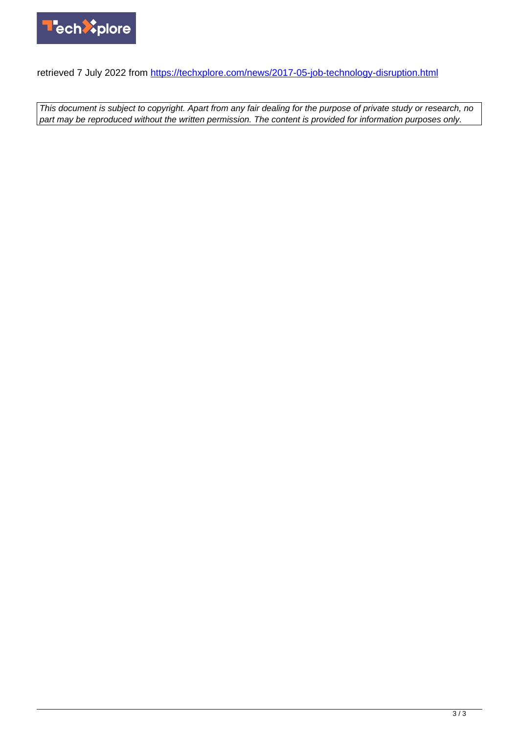retrieved 7 July 2022 from https://techxplore.com/news/2017-05-job-technology-disruption.html

*This document is subject to copyright. Apart from any fair dealing for the purpose of private study or research, no part may be reproduced without the written permission. The content is provided for information purposes only.*